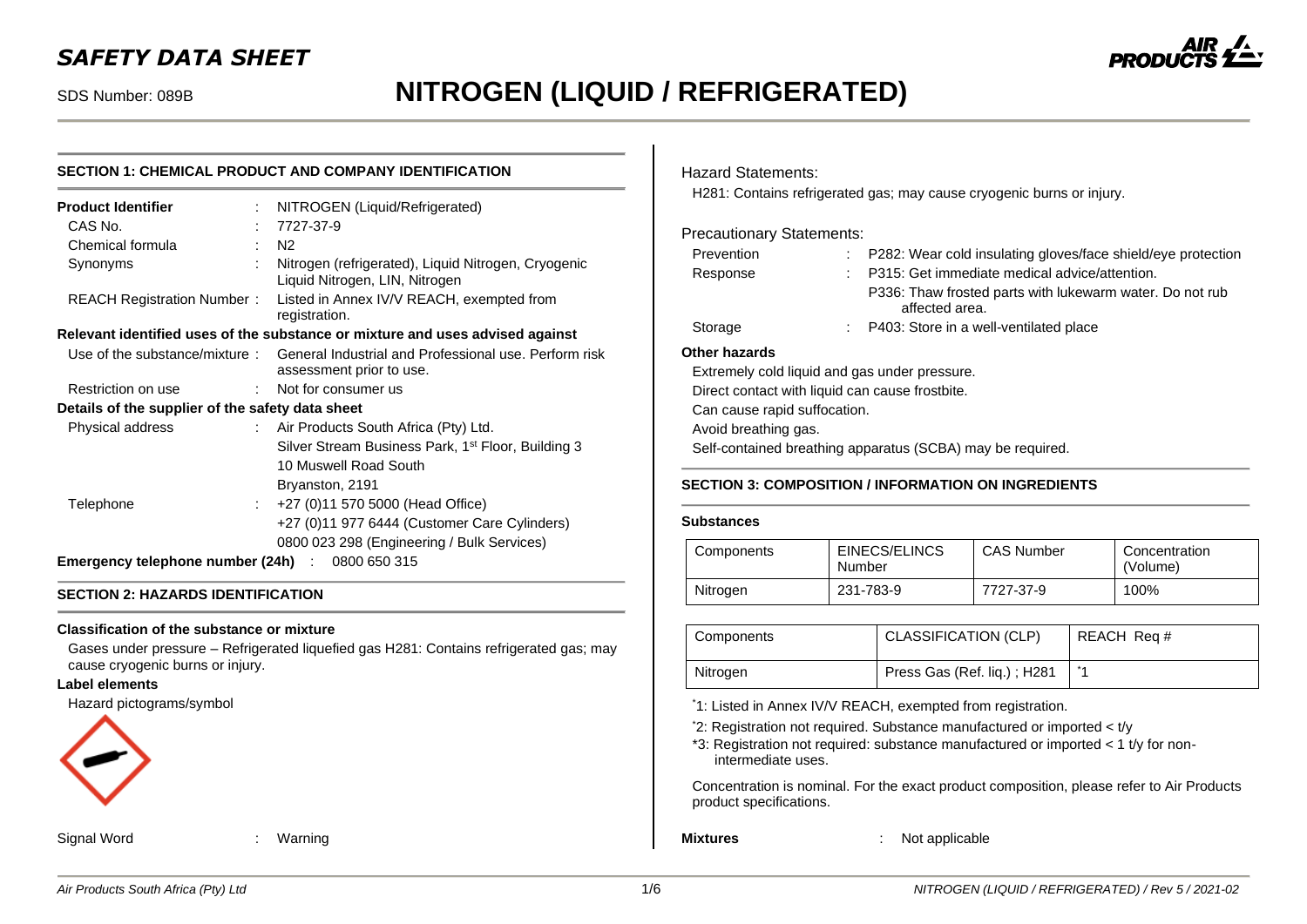# SAFETY DATA SHEET

SDS Number: 089B

# NITROGEN (LIQUID / REFRIGERATED)

## SECTION 1: CHEMICAL PRODUCT AND COMPANY IDENTIFICATION

**Product Identifier** : NITROGEN (Liquid/Refrigerated)

CAS No. : 7727-37-9

Chemical formula : N2

Synonyms : Nitrogen (refrigerated), Liquid Nitrogen, Cryogenic Liquid Nitrogen, LIN, Nitrogen

REACH Registration Number : Listed in Annex IV/V REACH, exempted from registration.

**Relevant identified uses of the substance or mixture and uses advised against**

Use of the substance/mixture : General Industrial and Professional use. Perform risk assessment prior to use.

Restriction on use : Not for consumer us

**Details of the supplier of the safety data sheet**

Physical address : Air Products South Africa (Pty) Ltd.
Silver Stream Business Park, 1st Floor, Building 3
10 Muswell Road South
Bryanston, 2191

Telephone : +27 (0)11 570 5000 (Head Office)
+27 (0)11 977 6444 (Customer Care Cylinders)
0800 023 298 (Engineering / Bulk Services)

**Emergency telephone number (24h)** : 0800 650 315

## SECTION 2: HAZARDS IDENTIFICATION

**Classification of the substance or mixture**

Gases under pressure – Refrigerated liquefied gas H281: Contains refrigerated gas; may cause cryogenic burns or injury.

**Label elements**

Hazard pictograms/symbol

Signal Word : Warning

Hazard Statements:

H281: Contains refrigerated gas; may cause cryogenic burns or injury.

Precautionary Statements:

Prevention : P282: Wear cold insulating gloves/face shield/eye protection

Response : P315: Get immediate medical advice/attention.
P336: Thaw frosted parts with lukewarm water. Do not rub affected area.

Storage : P403: Store in a well-ventilated place

**Other hazards**

Extremely cold liquid and gas under pressure.

Direct contact with liquid can cause frostbite.

Can cause rapid suffocation.

Avoid breathing gas.

Self-contained breathing apparatus (SCBA) may be required.

## SECTION 3: COMPOSITION / INFORMATION ON INGREDIENTS

**Substances**

| Components | EINECS/ELINCS Number | CAS Number | Concentration (Volume) |
|---|---|---|---|
| Nitrogen | 231-783-9 | 7727-37-9 | 100% |

| Components | CLASSIFICATION (CLP) | REACH Req # |
|---|---|---|
| Nitrogen | Press Gas (Ref. liq.) ; H281 | *1 |

*1: Listed in Annex IV/V REACH, exempted from registration.

*2: Registration not required. Substance manufactured or imported < t/y

*3: Registration not required: substance manufactured or imported < 1 t/y for non-intermediate uses.

Concentration is nominal. For the exact product composition, please refer to Air Products product specifications.

**Mixtures** : Not applicable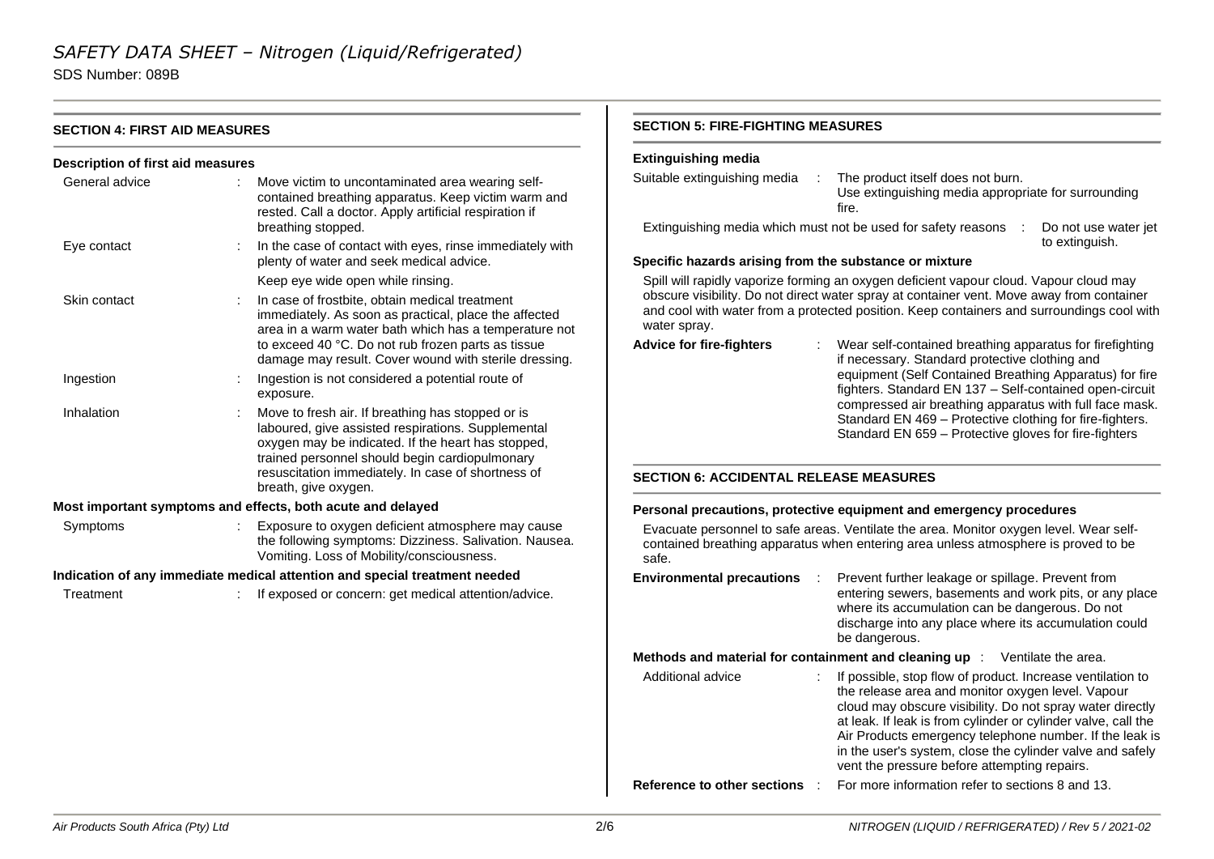## SECTION 4: FIRST AID MEASURES

### Description of first aid measures

| | |
|---|---|
| General advice | Move victim to uncontaminated area wearing self-contained breathing apparatus. Keep victim warm and rested. Call a doctor. Apply artificial respiration if breathing stopped. |
| Eye contact | In the case of contact with eyes, rinse immediately with plenty of water and seek medical advice. Keep eye wide open while rinsing. |
| Skin contact | In case of frostbite, obtain medical treatment immediately. As soon as practical, place the affected area in a warm water bath which has a temperature not to exceed 40 °C. Do not rub frozen parts as tissue damage may result. Cover wound with sterile dressing. |
| Ingestion | Ingestion is not considered a potential route of exposure. |
| Inhalation | Move to fresh air. If breathing has stopped or is laboured, give assisted respirations. Supplemental oxygen may be indicated. If the heart has stopped, trained personnel should begin cardiopulmonary resuscitation immediately. In case of shortness of breath, give oxygen. |

### Most important symptoms and effects, both acute and delayed

| | |
|---|---|
| Symptoms | Exposure to oxygen deficient atmosphere may cause the following symptoms: Dizziness. Salivation. Nausea. Vomiting. Loss of Mobility/consciousness. |

### Indication of any immediate medical attention and special treatment needed

| | |
|---|---|
| Treatment | If exposed or concern: get medical attention/advice. |

## SECTION 5: FIRE-FIGHTING MEASURES

### Extinguishing media

| | |
|---|---|
| Suitable extinguishing media | The product itself does not burn. Use extinguishing media appropriate for surrounding fire. |
| Extinguishing media which must not be used for safety reasons | Do not use water jet to extinguish. |

### Specific hazards arising from the substance or mixture

Spill will rapidly vaporize forming an oxygen deficient vapour cloud. Vapour cloud may obscure visibility. Do not direct water spray at container vent. Move away from container and cool with water from a protected position. Keep containers and surroundings cool with water spray.

**Advice for fire-fighters** : Wear self-contained breathing apparatus for firefighting if necessary. Standard protective clothing and equipment (Self Contained Breathing Apparatus) for fire fighters. Standard EN 137 – Self-contained open-circuit compressed air breathing apparatus with full face mask. Standard EN 469 – Protective clothing for fire-fighters. Standard EN 659 – Protective gloves for fire-fighters

## SECTION 6: ACCIDENTAL RELEASE MEASURES

### Personal precautions, protective equipment and emergency procedures

Evacuate personnel to safe areas. Ventilate the area. Monitor oxygen level. Wear self-contained breathing apparatus when entering area unless atmosphere is proved to be safe.

**Environmental precautions** : Prevent further leakage or spillage. Prevent from entering sewers, basements and work pits, or any place where its accumulation can be dangerous. Do not discharge into any place where its accumulation could be dangerous.

**Methods and material for containment and cleaning up** : Ventilate the area.

| | |
|---|---|
| Additional advice | If possible, stop flow of product. Increase ventilation to the release area and monitor oxygen level. Vapour cloud may obscure visibility. Do not spray water directly at leak. If leak is from cylinder or cylinder valve, call the Air Products emergency telephone number. If the leak is in the user's system, close the cylinder valve and safely vent the pressure before attempting repairs. |

**Reference to other sections** : For more information refer to sections 8 and 13.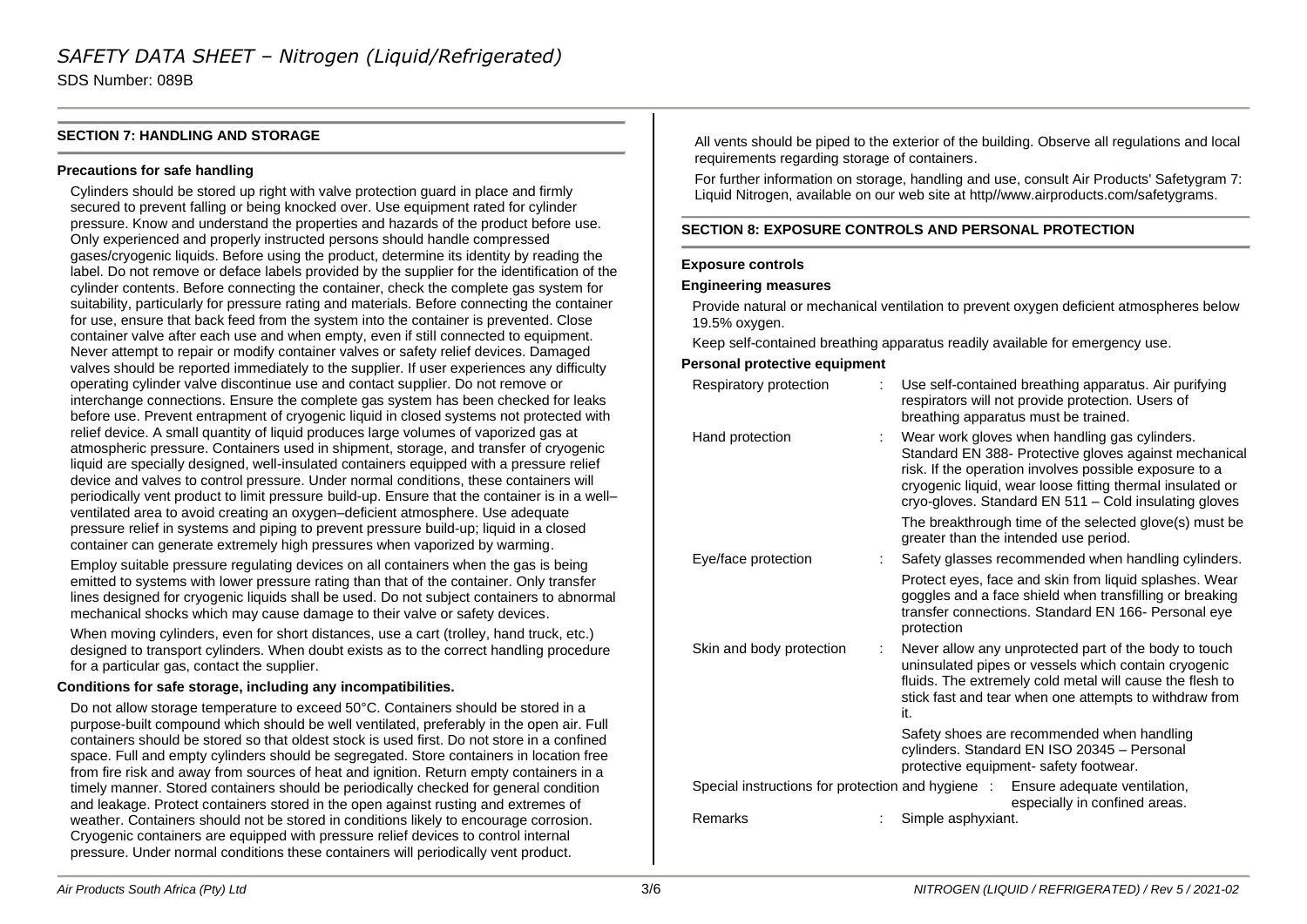## SECTION 7: HANDLING AND STORAGE

**Precautions for safe handling**

Cylinders should be stored up right with valve protection guard in place and firmly secured to prevent falling or being knocked over. Use equipment rated for cylinder pressure. Know and understand the properties and hazards of the product before use. Only experienced and properly instructed persons should handle compressed gases/cryogenic liquids. Before using the product, determine its identity by reading the label. Do not remove or deface labels provided by the supplier for the identification of the cylinder contents. Before connecting the container, check the complete gas system for suitability, particularly for pressure rating and materials. Before connecting the container for use, ensure that back feed from the system into the container is prevented. Close container valve after each use and when empty, even if still connected to equipment. Never attempt to repair or modify container valves or safety relief devices. Damaged valves should be reported immediately to the supplier. If user experiences any difficulty operating cylinder valve discontinue use and contact supplier. Do not remove or interchange connections. Ensure the complete gas system has been checked for leaks before use. Prevent entrapment of cryogenic liquid in closed systems not protected with relief device. A small quantity of liquid produces large volumes of vaporized gas at atmospheric pressure. Containers used in shipment, storage, and transfer of cryogenic liquid are specially designed, well-insulated containers equipped with a pressure relief device and valves to control pressure. Under normal conditions, these containers will periodically vent product to limit pressure build-up. Ensure that the container is in a well–ventilated area to avoid creating an oxygen–deficient atmosphere. Use adequate pressure relief in systems and piping to prevent pressure build-up; liquid in a closed container can generate extremely high pressures when vaporized by warming.

Employ suitable pressure regulating devices on all containers when the gas is being emitted to systems with lower pressure rating than that of the container. Only transfer lines designed for cryogenic liquids shall be used. Do not subject containers to abnormal mechanical shocks which may cause damage to their valve or safety devices.

When moving cylinders, even for short distances, use a cart (trolley, hand truck, etc.) designed to transport cylinders. When doubt exists as to the correct handling procedure for a particular gas, contact the supplier.

**Conditions for safe storage, including any incompatibilities.**

Do not allow storage temperature to exceed 50°C. Containers should be stored in a purpose-built compound which should be well ventilated, preferably in the open air. Full containers should be stored so that oldest stock is used first. Do not store in a confined space. Full and empty cylinders should be segregated. Store containers in location free from fire risk and away from sources of heat and ignition. Return empty containers in a timely manner. Stored containers should be periodically checked for general condition and leakage. Protect containers stored in the open against rusting and extremes of weather. Containers should not be stored in conditions likely to encourage corrosion. Cryogenic containers are equipped with pressure relief devices to control internal pressure. Under normal conditions these containers will periodically vent product.

All vents should be piped to the exterior of the building. Observe all regulations and local requirements regarding storage of containers.

For further information on storage, handling and use, consult Air Products' Safetygram 7: Liquid Nitrogen, available on our web site at http//www.airproducts.com/safetygrams.

## SECTION 8: EXPOSURE CONTROLS AND PERSONAL PROTECTION

**Exposure controls**

**Engineering measures**

Provide natural or mechanical ventilation to prevent oxygen deficient atmospheres below 19.5% oxygen.

Keep self-contained breathing apparatus readily available for emergency use.

**Personal protective equipment**

| | | |
|---|---|---|
| Respiratory protection | : | Use self-contained breathing apparatus. Air purifying respirators will not provide protection. Users of breathing apparatus must be trained. |
| Hand protection | : | Wear work gloves when handling gas cylinders. Standard EN 388- Protective gloves against mechanical risk. If the operation involves possible exposure to a cryogenic liquid, wear loose fitting thermal insulated or cryo-gloves. Standard EN 511 – Cold insulating gloves<br><br>The breakthrough time of the selected glove(s) must be greater than the intended use period. |
| Eye/face protection | : | Safety glasses recommended when handling cylinders.<br><br>Protect eyes, face and skin from liquid splashes. Wear goggles and a face shield when transfilling or breaking transfer connections. Standard EN 166- Personal eye protection |
| Skin and body protection | : | Never allow any unprotected part of the body to touch uninsulated pipes or vessels which contain cryogenic fluids. The extremely cold metal will cause the flesh to stick fast and tear when one attempts to withdraw from it.<br><br>Safety shoes are recommended when handling cylinders. Standard EN ISO 20345 – Personal protective equipment- safety footwear. |
| Special instructions for protection and hygiene | : | Ensure adequate ventilation, especially in confined areas. |
| Remarks | : | Simple asphyxiant. |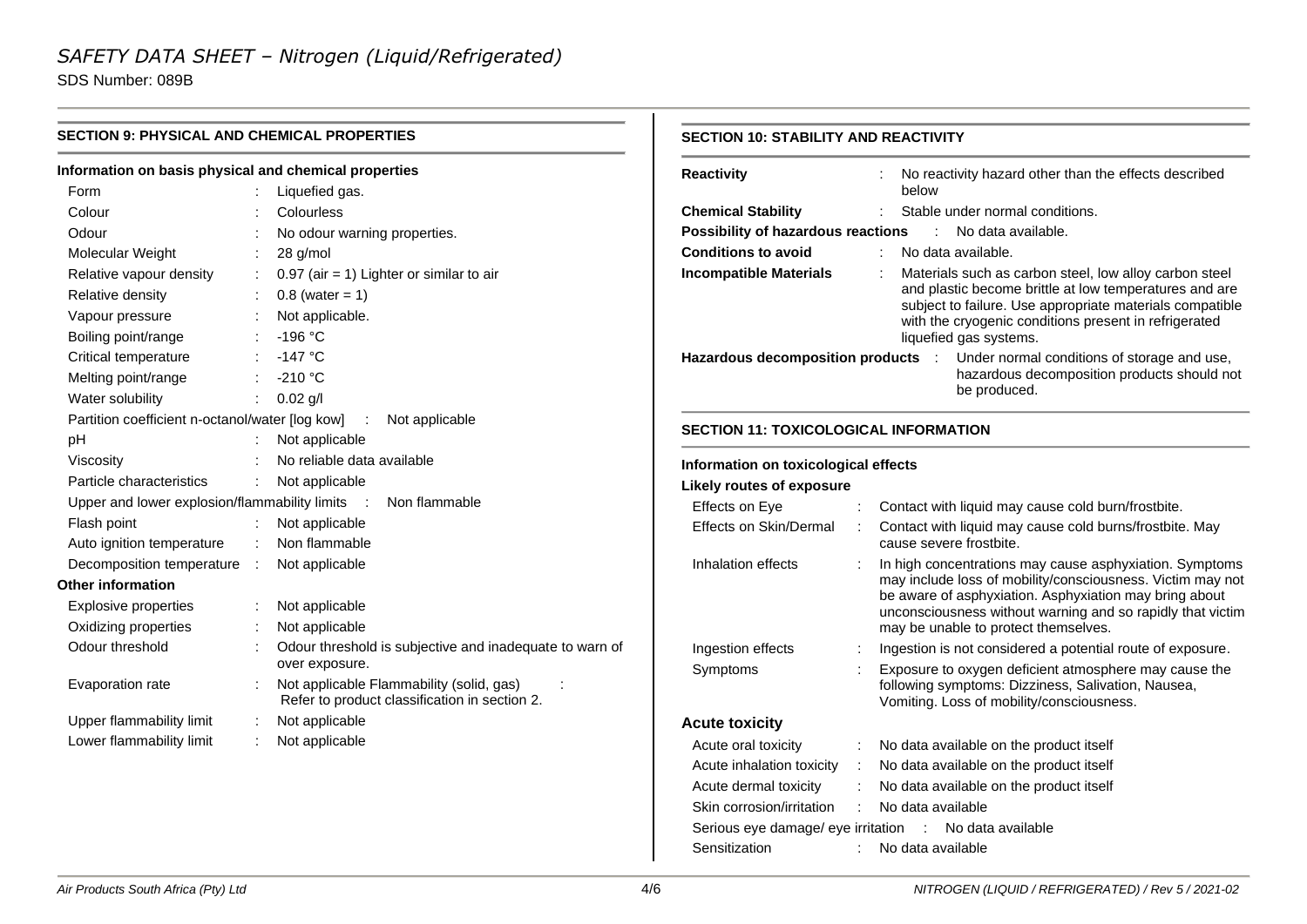# SAFETY DATA SHEET – Nitrogen (Liquid/Refrigerated)

SDS Number: 089B

## SECTION 9: PHYSICAL AND CHEMICAL PROPERTIES

### Information on basis physical and chemical properties

| | | |
|---|---|---|
| Form | : | Liquefied gas. |
| Colour | : | Colourless |
| Odour | : | No odour warning properties. |
| Molecular Weight | : | 28 g/mol |
| Relative vapour density | : | 0.97 (air = 1) Lighter or similar to air |
| Relative density | : | 0.8 (water = 1) |
| Vapour pressure | : | Not applicable. |
| Boiling point/range | : | -196 °C |
| Critical temperature | : | -147 °C |
| Melting point/range | : | -210 °C |
| Water solubility | : | 0.02 g/l |
| Partition coefficient n-octanol/water [log kow] | : | Not applicable |
| pH | : | Not applicable |
| Viscosity | : | No reliable data available |
| Particle characteristics | : | Not applicable |
| Upper and lower explosion/flammability limits | : | Non flammable |
| Flash point | : | Not applicable |
| Auto ignition temperature | : | Non flammable |
| Decomposition temperature | : | Not applicable |

### Other information

| | | |
|---|---|---|
| Explosive properties | : | Not applicable |
| Oxidizing properties | : | Not applicable |
| Odour threshold | : | Odour threshold is subjective and inadequate to warn of over exposure. |
| Evaporation rate | : | Not applicable Flammability (solid, gas) : Refer to product classification in section 2. |
| Upper flammability limit | : | Not applicable |
| Lower flammability limit | : | Not applicable |

## SECTION 10: STABILITY AND REACTIVITY

| | | |
|---|---|---|
| **Reactivity** | : | No reactivity hazard other than the effects described below |
| **Chemical Stability** | : | Stable under normal conditions. |
| **Possibility of hazardous reactions** | : | No data available. |
| **Conditions to avoid** | : | No data available. |
| **Incompatible Materials** | : | Materials such as carbon steel, low alloy carbon steel and plastic become brittle at low temperatures and are subject to failure. Use appropriate materials compatible with the cryogenic conditions present in refrigerated liquefied gas systems. |
| **Hazardous decomposition products** | : | Under normal conditions of storage and use, hazardous decomposition products should not be produced. |

## SECTION 11: TOXICOLOGICAL INFORMATION

### Information on toxicological effects

**Likely routes of exposure**

| | | |
|---|---|---|
| Effects on Eye | : | Contact with liquid may cause cold burn/frostbite. |
| Effects on Skin/Dermal | : | Contact with liquid may cause cold burns/frostbite. May cause severe frostbite. |
| Inhalation effects | : | In high concentrations may cause asphyxiation. Symptoms may include loss of mobility/consciousness. Victim may not be aware of asphyxiation. Asphyxiation may bring about unconsciousness without warning and so rapidly that victim may be unable to protect themselves. |
| Ingestion effects | : | Ingestion is not considered a potential route of exposure. |
| Symptoms | : | Exposure to oxygen deficient atmosphere may cause the following symptoms: Dizziness, Salivation, Nausea, Vomiting. Loss of mobility/consciousness. |

### Acute toxicity

| | | |
|---|---|---|
| Acute oral toxicity | : | No data available on the product itself |
| Acute inhalation toxicity | : | No data available on the product itself |
| Acute dermal toxicity | : | No data available on the product itself |
| Skin corrosion/irritation | : | No data available |
| Serious eye damage/ eye irritation | : | No data available |
| Sensitization | : | No data available |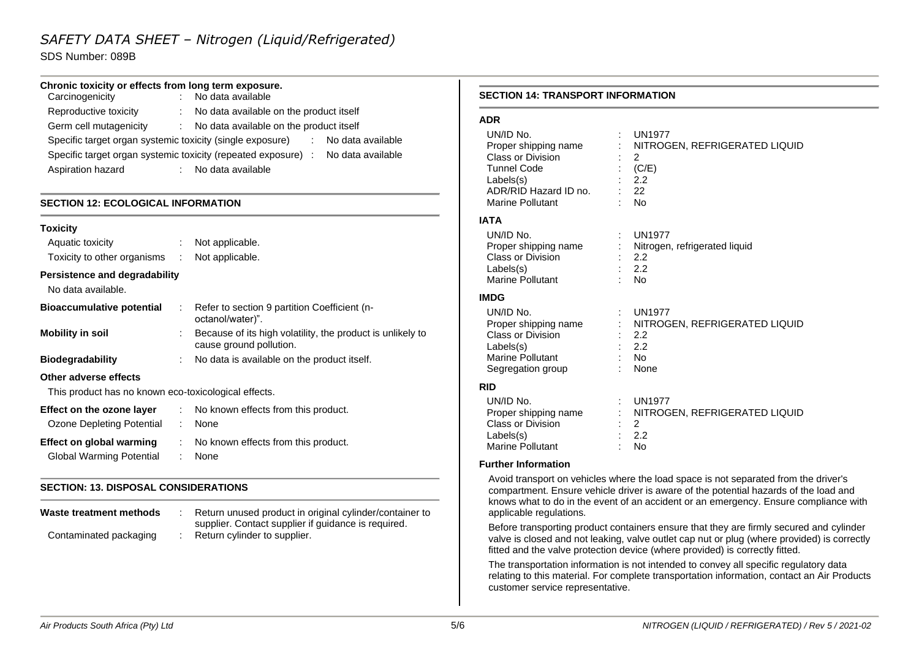**Chronic toxicity or effects from long term exposure.**

| | | |
|---|---|---|
| Carcinogenicity | : | No data available |
| Reproductive toxicity | : | No data available on the product itself |
| Germ cell mutagenicity | : | No data available on the product itself |
| Specific target organ systemic toxicity (single exposure) | : | No data available |
| Specific target organ systemic toxicity (repeated exposure) | : | No data available |
| Aspiration hazard | : | No data available |

## SECTION 12: ECOLOGICAL INFORMATION

### Toxicity

| | | |
|---|---|---|
| Aquatic toxicity | : | Not applicable. |
| Toxicity to other organisms | : | Not applicable. |

### Persistence and degradability

No data available.

| | | |
|---|---|---|
| **Bioaccumulative potential** | : | Refer to section 9 partition Coefficient (n-octanol/water)". |
| **Mobility in soil** | : | Because of its high volatility, the product is unlikely to cause ground pollution. |
| **Biodegradability** | : | No data is available on the product itself. |

### Other adverse effects

This product has no known eco-toxicological effects.

| | | |
|---|---|---|
| **Effect on the ozone layer** | : | No known effects from this product. |
| Ozone Depleting Potential | : | None |
| **Effect on global warming** | : | No known effects from this product. |
| Global Warming Potential | : | None |

## SECTION: 13. DISPOSAL CONSIDERATIONS

| | | |
|---|---|---|
| **Waste treatment methods** | : | Return unused product in original cylinder/container to supplier. Contact supplier if guidance is required. |
| Contaminated packaging | : | Return cylinder to supplier. |

## SECTION 14: TRANSPORT INFORMATION

### ADR

| | | |
|---|---|---|
| UN/ID No. | : | UN1977 |
| Proper shipping name | : | NITROGEN, REFRIGERATED LIQUID |
| Class or Division | : | 2 |
| Tunnel Code | : | (C/E) |
| Labels(s) | : | 2.2 |
| ADR/RID Hazard ID no. | : | 22 |
| Marine Pollutant | : | No |

### IATA

| | | |
|---|---|---|
| UN/ID No. | : | UN1977 |
| Proper shipping name | : | Nitrogen, refrigerated liquid |
| Class or Division | : | 2.2 |
| Labels(s) | : | 2.2 |
| Marine Pollutant | : | No |

### IMDG

| | | |
|---|---|---|
| UN/ID No. | : | UN1977 |
| Proper shipping name | : | NITROGEN, REFRIGERATED LIQUID |
| Class or Division | : | 2.2 |
| Labels(s) | : | 2.2 |
| Marine Pollutant | : | No |
| Segregation group | : | None |

### RID

| | | |
|---|---|---|
| UN/ID No. | : | UN1977 |
| Proper shipping name | : | NITROGEN, REFRIGERATED LIQUID |
| Class or Division | : | 2 |
| Labels(s) | : | 2.2 |
| Marine Pollutant | : | No |

### Further Information

Avoid transport on vehicles where the load space is not separated from the driver's compartment. Ensure vehicle driver is aware of the potential hazards of the load and knows what to do in the event of an accident or an emergency. Ensure compliance with applicable regulations.

Before transporting product containers ensure that they are firmly secured and cylinder valve is closed and not leaking, valve outlet cap nut or plug (where provided) is correctly fitted and the valve protection device (where provided) is correctly fitted.

The transportation information is not intended to convey all specific regulatory data relating to this material. For complete transportation information, contact an Air Products customer service representative.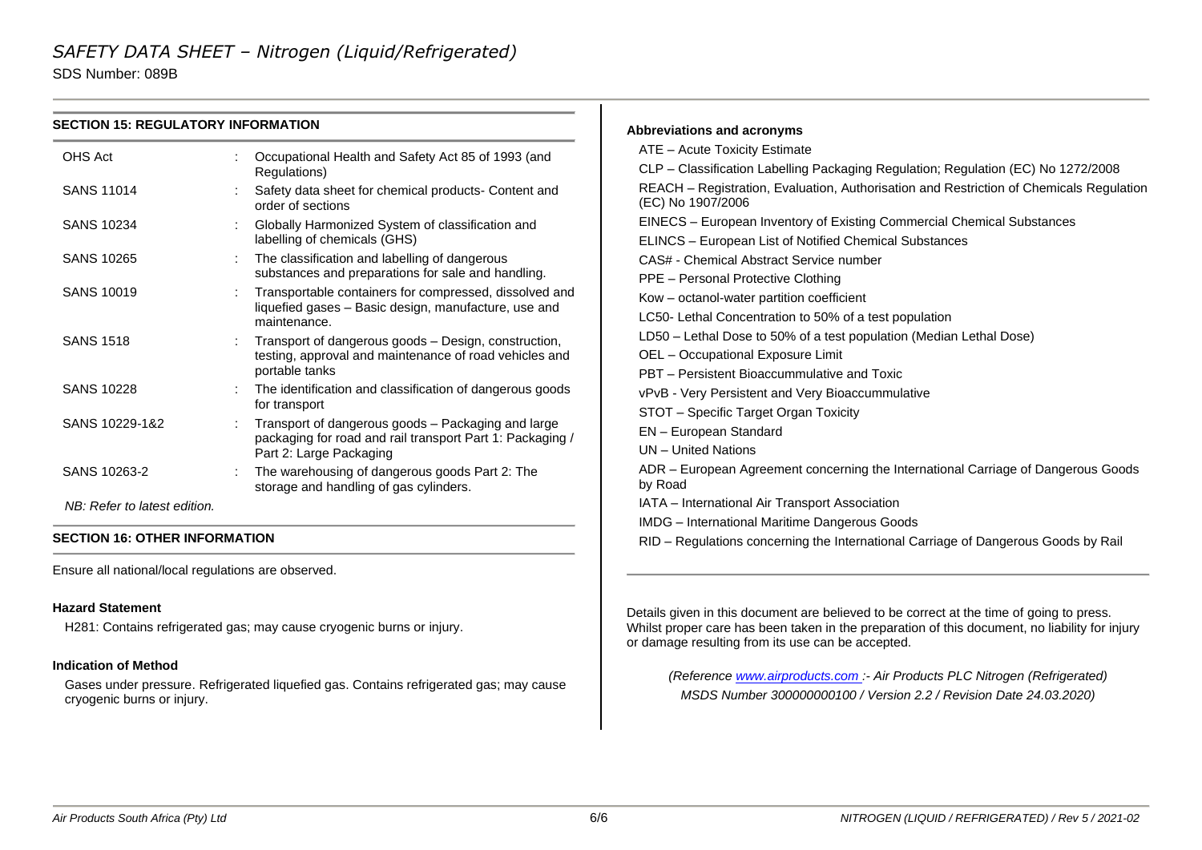## SECTION 15: REGULATORY INFORMATION

| | | |
|---|---|---|
| OHS Act | : | Occupational Health and Safety Act 85 of 1993 (and Regulations) |
| SANS 11014 | : | Safety data sheet for chemical products- Content and order of sections |
| SANS 10234 | : | Globally Harmonized System of classification and labelling of chemicals (GHS) |
| SANS 10265 | : | The classification and labelling of dangerous substances and preparations for sale and handling. |
| SANS 10019 | : | Transportable containers for compressed, dissolved and liquefied gases – Basic design, manufacture, use and maintenance. |
| SANS 1518 | : | Transport of dangerous goods – Design, construction, testing, approval and maintenance of road vehicles and portable tanks |
| SANS 10228 | : | The identification and classification of dangerous goods for transport |
| SANS 10229-1&2 | : | Transport of dangerous goods – Packaging and large packaging for road and rail transport Part 1: Packaging / Part 2: Large Packaging |
| SANS 10263-2 | : | The warehousing of dangerous goods Part 2: The storage and handling of gas cylinders. |

*NB: Refer to latest edition.*

## SECTION 16: OTHER INFORMATION

Ensure all national/local regulations are observed.

**Hazard Statement**

H281: Contains refrigerated gas; may cause cryogenic burns or injury.

**Indication of Method**

Gases under pressure. Refrigerated liquefied gas. Contains refrigerated gas; may cause cryogenic burns or injury.

**Abbreviations and acronyms**

ATE – Acute Toxicity Estimate

CLP – Classification Labelling Packaging Regulation; Regulation (EC) No 1272/2008

REACH – Registration, Evaluation, Authorisation and Restriction of Chemicals Regulation (EC) No 1907/2006

EINECS – European Inventory of Existing Commercial Chemical Substances

ELINCS – European List of Notified Chemical Substances

CAS# - Chemical Abstract Service number

PPE – Personal Protective Clothing

Kow – octanol-water partition coefficient

LC50- Lethal Concentration to 50% of a test population

LD50 – Lethal Dose to 50% of a test population (Median Lethal Dose)

OEL – Occupational Exposure Limit

PBT – Persistent Bioaccummulative and Toxic

vPvB - Very Persistent and Very Bioaccummulative

STOT – Specific Target Organ Toxicity

EN – European Standard

UN – United Nations

ADR – European Agreement concerning the International Carriage of Dangerous Goods by Road

IATA – International Air Transport Association

IMDG – International Maritime Dangerous Goods

RID – Regulations concerning the International Carriage of Dangerous Goods by Rail

Details given in this document are believed to be correct at the time of going to press. Whilst proper care has been taken in the preparation of this document, no liability for injury or damage resulting from its use can be accepted.

*(Reference www.airproducts.com :- Air Products PLC Nitrogen (Refrigerated) MSDS Number 300000000100 / Version 2.2 / Revision Date 24.03.2020)*